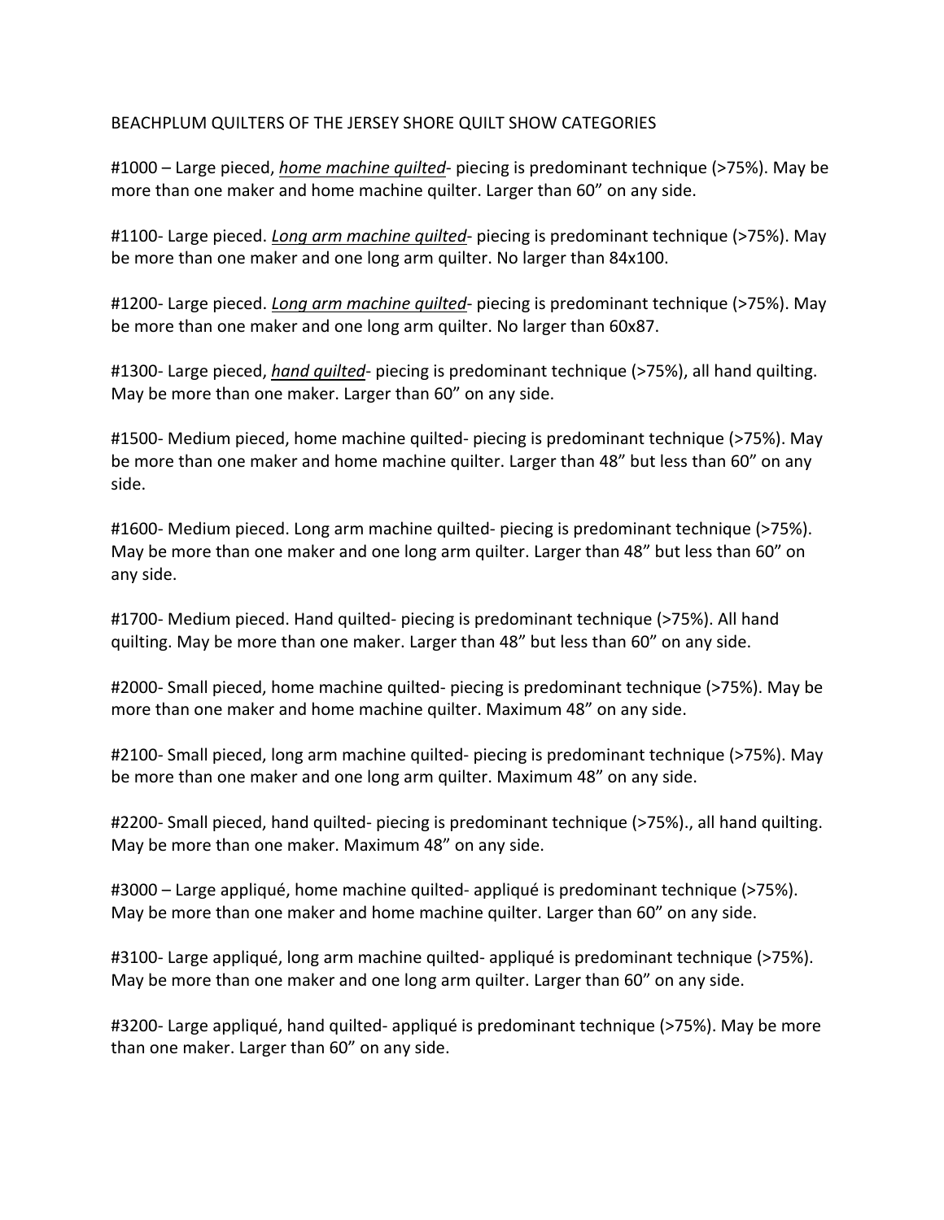# BEACHPLUM QUILTERS OF THE JERSEY SHORE QUILT SHOW CATEGORIES

#1000 – Large pieced, *home machine quilted*- piecing is predominant technique (>75%). May be more than one maker and home machine quilter. Larger than 60" on any side.

#1100- Large pieced. *Long arm machine quilted*- piecing is predominant technique (>75%). May be more than one maker and one long arm quilter. No larger than 84x100.

#1200- Large pieced. *Long arm machine quilted*- piecing is predominant technique (>75%). May be more than one maker and one long arm quilter. No larger than 60x87.

#1300- Large pieced, *hand quilted*- piecing is predominant technique (>75%), all hand quilting. May be more than one maker. Larger than 60" on any side.

#1500- Medium pieced, home machine quilted- piecing is predominant technique (>75%). May be more than one maker and home machine quilter. Larger than 48" but less than 60" on any side.

#1600- Medium pieced. Long arm machine quilted- piecing is predominant technique (>75%). May be more than one maker and one long arm quilter. Larger than 48" but less than 60" on any side.

#1700- Medium pieced. Hand quilted- piecing is predominant technique (>75%). All hand quilting. May be more than one maker. Larger than 48" but less than 60" on any side.

#2000- Small pieced, home machine quilted- piecing is predominant technique (>75%). May be more than one maker and home machine quilter. Maximum 48" on any side.

#2100- Small pieced, long arm machine quilted- piecing is predominant technique (>75%). May be more than one maker and one long arm quilter. Maximum 48" on any side.

#2200- Small pieced, hand quilted- piecing is predominant technique (>75%)., all hand quilting. May be more than one maker. Maximum 48" on any side.

#3000 – Large appliqué, home machine quilted- appliqué is predominant technique (>75%). May be more than one maker and home machine quilter. Larger than 60" on any side.

#3100- Large appliqué, long arm machine quilted- appliqué is predominant technique (>75%). May be more than one maker and one long arm quilter. Larger than 60" on any side.

#3200- Large appliqué, hand quilted- appliqué is predominant technique (>75%). May be more than one maker. Larger than 60" on any side.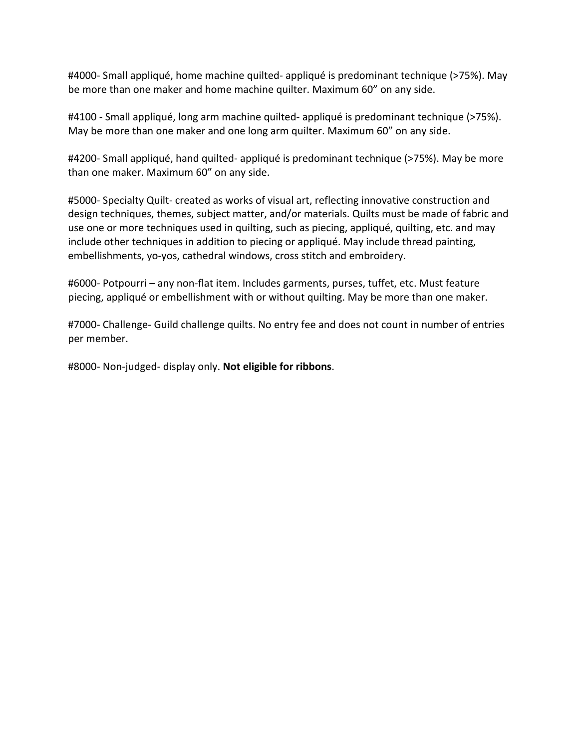#4000- Small appliqué, home machine quilted- appliqué is predominant technique (>75%). May be more than one maker and home machine quilter. Maximum 60" on any side.

#4100 - Small appliqué, long arm machine quilted- appliqué is predominant technique (>75%). May be more than one maker and one long arm quilter. Maximum 60" on any side.

#4200- Small appliqué, hand quilted- appliqué is predominant technique (>75%). May be more than one maker. Maximum 60" on any side.

#5000- Specialty Quilt- created as works of visual art, reflecting innovative construction and design techniques, themes, subject matter, and/or materials. Quilts must be made of fabric and use one or more techniques used in quilting, such as piecing, appliqué, quilting, etc. and may include other techniques in addition to piecing or appliqué. May include thread painting, embellishments, yo-yos, cathedral windows, cross stitch and embroidery.

#6000- Potpourri – any non-flat item. Includes garments, purses, tuffet, etc. Must feature piecing, appliqué or embellishment with or without quilting. May be more than one maker.

#7000- Challenge- Guild challenge quilts. No entry fee and does not count in number of entries per member.

#8000- Non-judged- display only. **Not eligible for ribbons**.